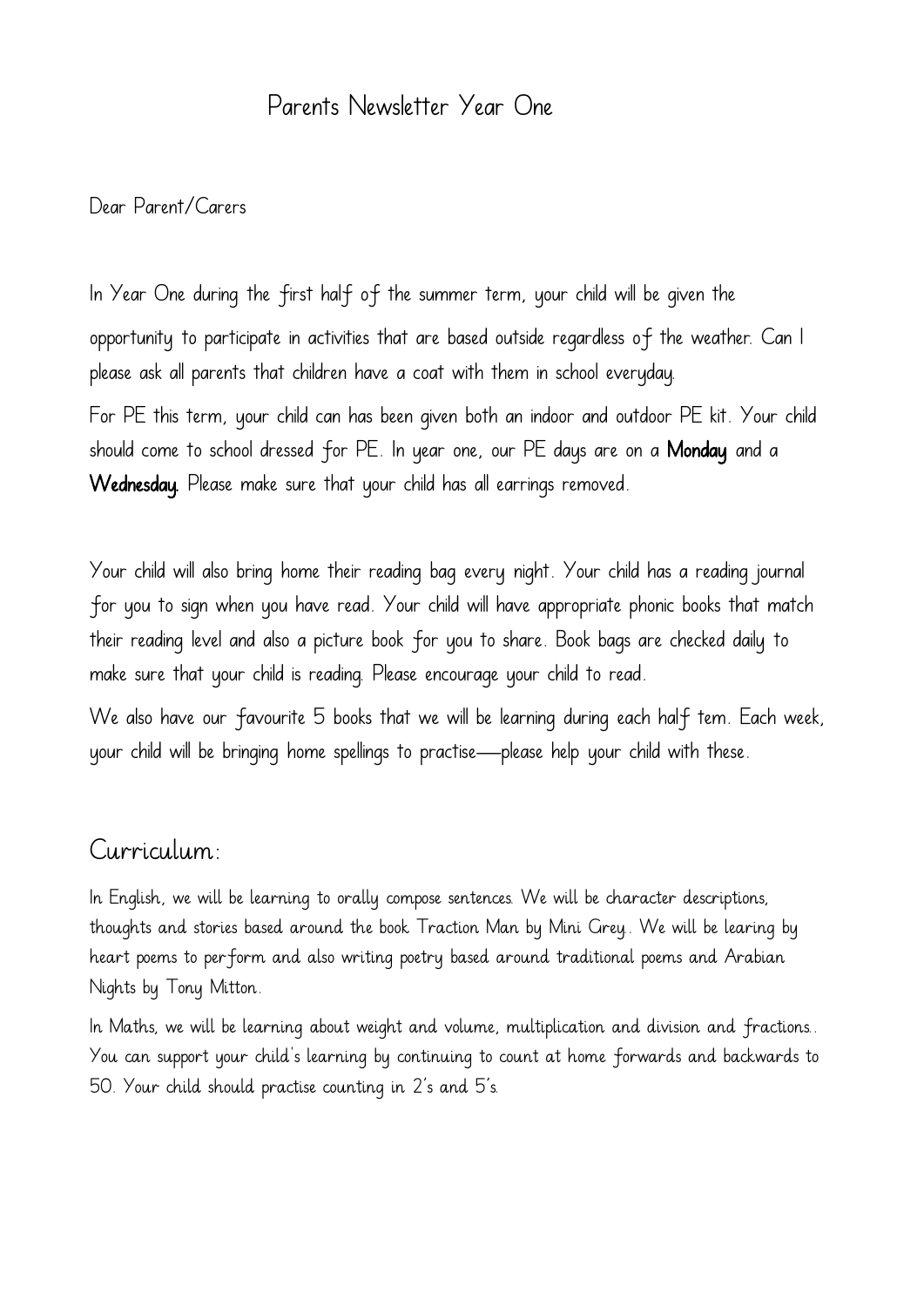# Parents Newsletter Year One

Dear Parent/Carers

In Year One during the first half of the summer term, your child will be given the opportunity to participate in activities that are based outside regardless of the weather. Can I please ask all parents that children have a coat with them in school everyday.

For PE this term, your child can has been given both an indoor and outdoor PE kit. Your child should come to school dressed for PE. In year one, our PE days are on a **Monday** and a **Wednesday.** Please make sure that your child has all earrings removed.

Your child will also bring home their reading bag every night. Your child has a reading journal for you to sign when you have read. Your child will have appropriate phonic books that match their reading level and also a picture book for you to share. Book bags are checked daily to make sure that your child is reading. Please encourage your child to read.

We also have our favourite 5 books that we will be learning during each half tem. Each week, your child will be bringing home spellings to practise—please help your child with these.

## Curriculum:

In English, we will be learning to orally compose sentences. We will be character descriptions, thoughts and stories based around the book Traction Man by Mini Grey.. We will be learing by heart poems to perform and also writing poetry based around traditional poems and Arabian Nights by Tony Mitton.

In Maths, we will be learning about weight and volume, multiplication and division and fractions.. You can support your child's learning by continuing to count at home forwards and backwards to 50. Your child should practise counting in 2's and 5's.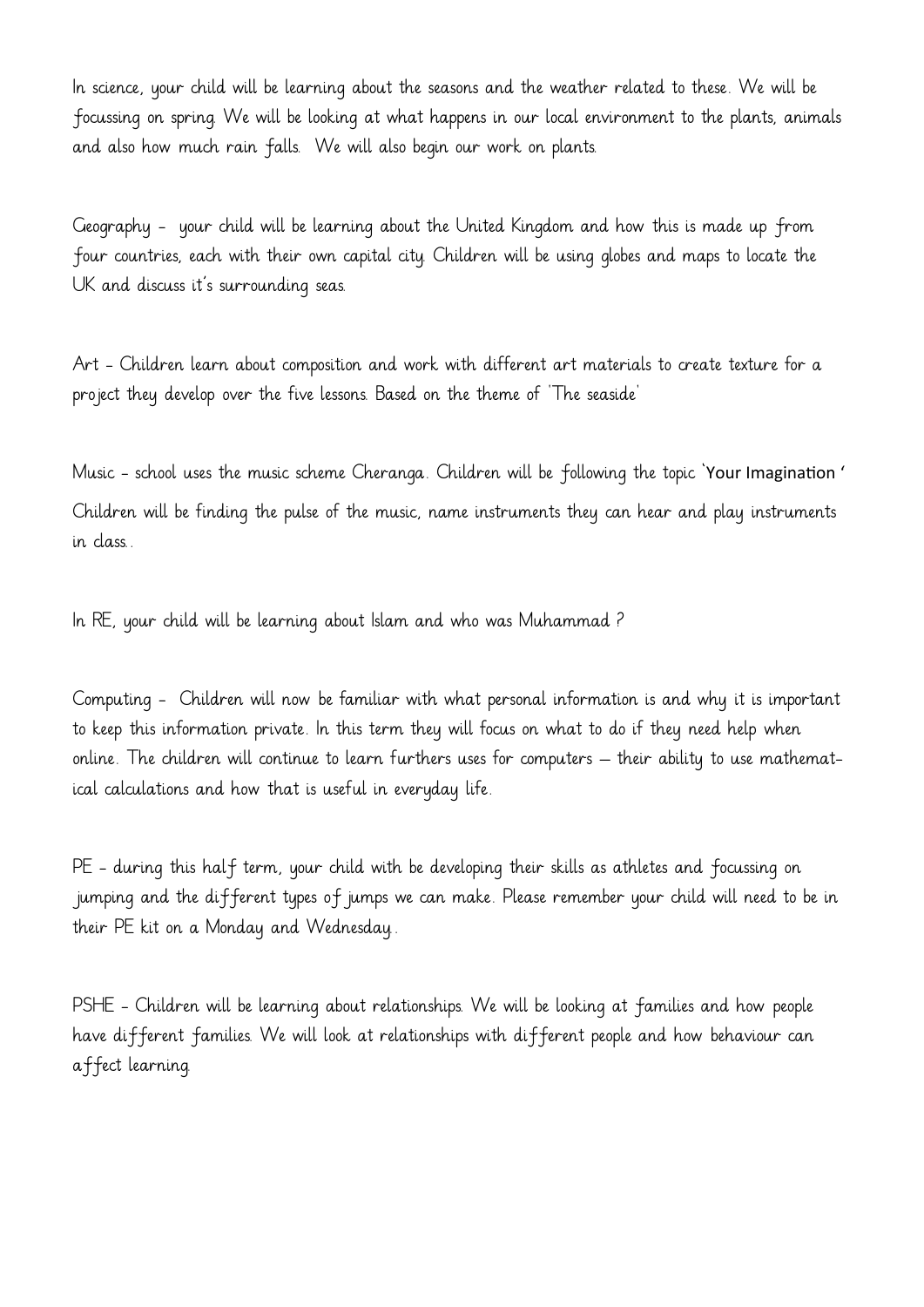In science, your child will be learning about the seasons and the weather related to these. We will be focussing on spring. We will be looking at what happens in our local environment to the plants, animals and also how much rain falls. We will also begin our work on plants.

Geography - your child will be learning about the United Kingdom and how this is made up from four countries, each with their own capital city. Children will be using globes and maps to locate the UK and discuss it's surrounding seas.

Art - Children learn about composition and work with different art materials to create texture for a project they develop over the five lessons. Based on the theme of 'The seaside'

Music - school uses the music scheme Cheranga. Children will be following the topic 'Your Imagination ' Children will be finding the pulse of the music, name instruments they can hear and play instruments in class..

In RE, your child will be learning about Islam and who was Muhammad ?

Computing - Children will now be familiar with what personal information is and why it is important to keep this information private. In this term they will focus on what to do if they need help when online. The children will continue to learn furthers uses for computers – their ability to use mathematical calculations and how that is useful in everyday life.

PE - during this half term, your child with be developing their skills as athletes and focussing on jumping and the different types of jumps we can make. Please remember your child will need to be in their PE kit on a Monday and Wednesday..

PSHE - Children will be learning about relationships. We will be looking at families and how people have different families. We will look at relationships with different people and how behaviour can affect learning.